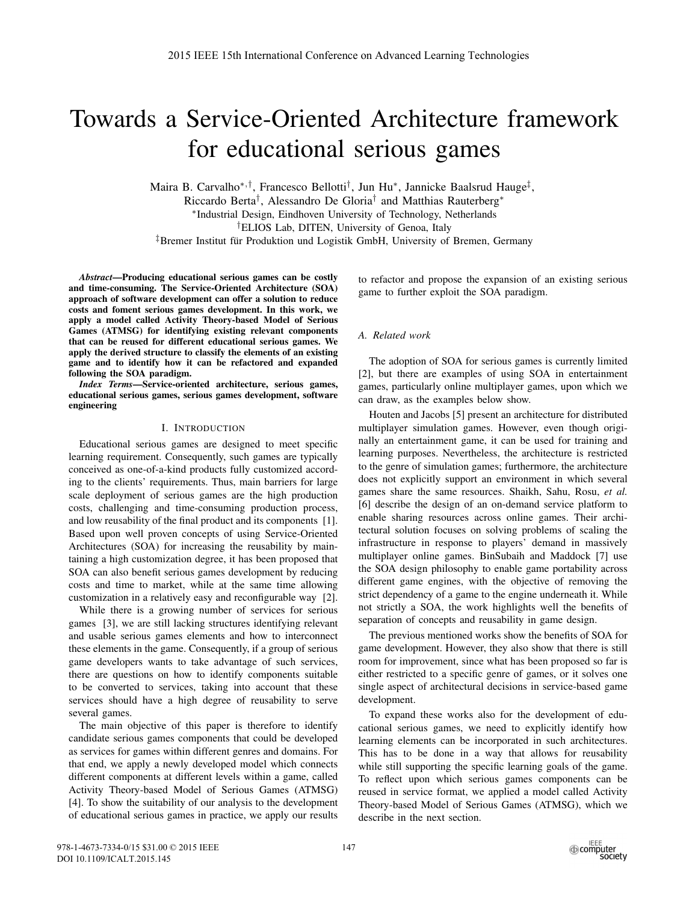# Towards a Service-Oriented Architecture framework for educational serious games

Maira B. Carvalho[*,†], Francesco Bellotti[†], Jun Hu[*], Jannicke Baalsrud Hauge[‡], Riccardo Berta[†], Alessandro De Gloria[†] and Matthias Rauterberg[*]

[*]Industrial Design, Eindhoven University of Technology, Netherlands
[†]ELIOS Lab, DITEN, University of Genoa, Italy
[‡]Bremer Institut für Produktion und Logistik GmbH, University of Bremen, Germany

***Abstract*—Producing educational serious games can be costly and time-consuming. The Service-Oriented Architecture (SOA) approach of software development can offer a solution to reduce costs and foment serious games development. In this work, we apply a model called Activity Theory-based Model of Serious Games (ATMSG) for identifying existing relevant components that can be reused for different educational serious games. We apply the derived structure to classify the elements of an existing game and to identify how it can be refactored and expanded following the SOA paradigm.**

***Index Terms*—Service-oriented architecture, serious games, educational serious games, serious games development, software engineering**

## I. Introduction

Educational serious games are designed to meet specific learning requirement. Consequently, such games are typically conceived as one-of-a-kind products fully customized according to the clients' requirements. Thus, main barriers for large scale deployment of serious games are the high production costs, challenging and time-consuming production process, and low reusability of the final product and its components [1]. Based upon well proven concepts of using Service-Oriented Architectures (SOA) for increasing the reusability by maintaining a high customization degree, it has been proposed that SOA can also benefit serious games development by reducing costs and time to market, while at the same time allowing customization in a relatively easy and reconfigurable way [2].

While there is a growing number of services for serious games [3], we are still lacking structures identifying relevant and usable serious games elements and how to interconnect these elements in the game. Consequently, if a group of serious game developers wants to take advantage of such services, there are questions on how to identify components suitable to be converted to services, taking into account that these services should have a high degree of reusability to serve several games.

The main objective of this paper is therefore to identify candidate serious games components that could be developed as services for games within different genres and domains. For that end, we apply a newly developed model which connects different components at different levels within a game, called Activity Theory-based Model of Serious Games (ATMSG) [4]. To show the suitability of our analysis to the development of educational serious games in practice, we apply our results to refactor and propose the expansion of an existing serious game to further exploit the SOA paradigm.

### *A. Related work*

The adoption of SOA for serious games is currently limited [2], but there are examples of using SOA in entertainment games, particularly online multiplayer games, upon which we can draw, as the examples below show.

Houten and Jacobs [5] present an architecture for distributed multiplayer simulation games. However, even though originally an entertainment game, it can be used for training and learning purposes. Nevertheless, the architecture is restricted to the genre of simulation games; furthermore, the architecture does not explicitly support an environment in which several games share the same resources. Shaikh, Sahu, Rosu, *et al.* [6] describe the design of an on-demand service platform to enable sharing resources across online games. Their architectural solution focuses on solving problems of scaling the infrastructure in response to players' demand in massively multiplayer online games. BinSubaih and Maddock [7] use the SOA design philosophy to enable game portability across different game engines, with the objective of removing the strict dependency of a game to the engine underneath it. While not strictly a SOA, the work highlights well the benefits of separation of concepts and reusability in game design.

The previous mentioned works show the benefits of SOA for game development. However, they also show that there is still room for improvement, since what has been proposed so far is either restricted to a specific genre of games, or it solves one single aspect of architectural decisions in service-based game development.

To expand these works also for the development of educational serious games, we need to explicitly identify how learning elements can be incorporated in such architectures. This has to be done in a way that allows for reusability while still supporting the specific learning goals of the game. To reflect upon which serious games components can be reused in service format, we applied a model called Activity Theory-based Model of Serious Games (ATMSG), which we describe in the next section.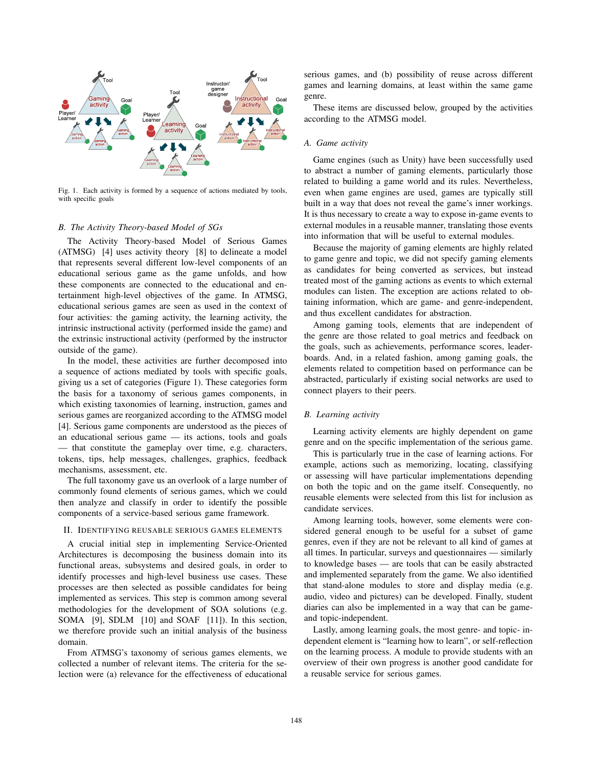Fig. 1. Each activity is formed by a sequence of actions mediated by tools, with specific goals

### B. The Activity Theory-based Model of SGs

The Activity Theory-based Model of Serious Games (ATMSG) [4] uses activity theory [8] to delineate a model that represents several different low-level components of an educational serious game as the game unfolds, and how these components are connected to the educational and entertainment high-level objectives of the game. In ATMSG, educational serious games are seen as used in the context of four activities: the gaming activity, the learning activity, the intrinsic instructional activity (performed inside the game) and the extrinsic instructional activity (performed by the instructor outside of the game).

In the model, these activities are further decomposed into a sequence of actions mediated by tools with specific goals, giving us a set of categories (Figure 1). These categories form the basis for a taxonomy of serious games components, in which existing taxonomies of learning, instruction, games and serious games are reorganized according to the ATMSG model [4]. Serious game components are understood as the pieces of an educational serious game — its actions, tools and goals — that constitute the gameplay over time, e.g. characters, tokens, tips, help messages, challenges, graphics, feedback mechanisms, assessment, etc.

The full taxonomy gave us an overlook of a large number of commonly found elements of serious games, which we could then analyze and classify in order to identify the possible components of a service-based serious game framework.

## II. Identifying Reusable Serious Games Elements

A crucial initial step in implementing Service-Oriented Architectures is decomposing the business domain into its functional areas, subsystems and desired goals, in order to identify processes and high-level business use cases. These processes are then selected as possible candidates for being implemented as services. This step is common among several methodologies for the development of SOA solutions (e.g. SOMA [9], SDLM [10] and SOAF [11]). In this section, we therefore provide such an initial analysis of the business domain.

From ATMSG's taxonomy of serious games elements, we collected a number of relevant items. The criteria for the selection were (a) relevance for the effectiveness of educational serious games, and (b) possibility of reuse across different games and learning domains, at least within the same game genre.

These items are discussed below, grouped by the activities according to the ATMSG model.

### A. Game activity

Game engines (such as Unity) have been successfully used to abstract a number of gaming elements, particularly those related to building a game world and its rules. Nevertheless, even when game engines are used, games are typically still built in a way that does not reveal the game's inner workings. It is thus necessary to create a way to expose in-game events to external modules in a reusable manner, translating those events into information that will be useful to external modules.

Because the majority of gaming elements are highly related to game genre and topic, we did not specify gaming elements as candidates for being converted as services, but instead treated most of the gaming actions as events to which external modules can listen. The exception are actions related to obtaining information, which are game- and genre-independent, and thus excellent candidates for abstraction.

Among gaming tools, elements that are independent of the genre are those related to goal metrics and feedback on the goals, such as achievements, performance scores, leaderboards. And, in a related fashion, among gaming goals, the elements related to competition based on performance can be abstracted, particularly if existing social networks are used to connect players to their peers.

### B. Learning activity

Learning activity elements are highly dependent on game genre and on the specific implementation of the serious game.

This is particularly true in the case of learning actions. For example, actions such as memorizing, locating, classifying or assessing will have particular implementations depending on both the topic and on the game itself. Consequently, no reusable elements were selected from this list for inclusion as candidate services.

Among learning tools, however, some elements were considered general enough to be useful for a subset of game genres, even if they are not be relevant to all kind of games at all times. In particular, surveys and questionnaires — similarly to knowledge bases — are tools that can be easily abstracted and implemented separately from the game. We also identified that stand-alone modules to store and display media (e.g. audio, video and pictures) can be developed. Finally, student diaries can also be implemented in a way that can be game- and topic-independent.

Lastly, among learning goals, the most genre- and topic- independent element is "learning how to learn", or self-reflection on the learning process. A module to provide students with an overview of their own progress is another good candidate for a reusable service for serious games.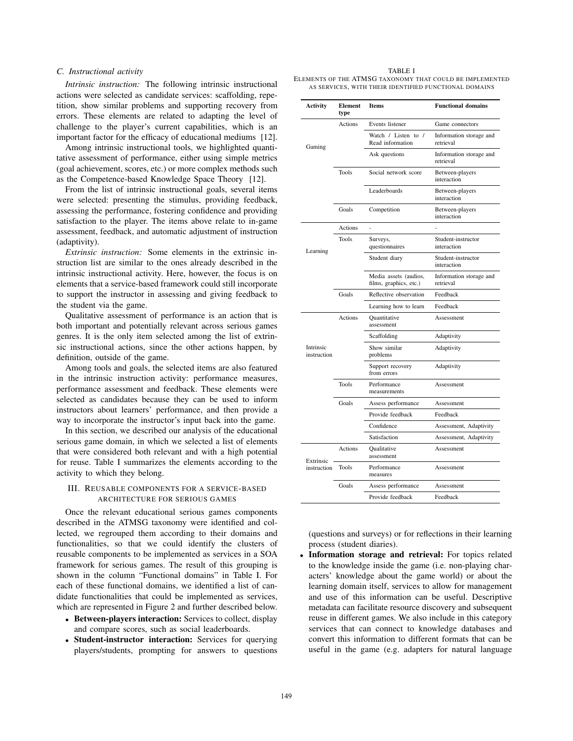### C. Instructional activity

*Intrinsic instruction:* The following intrinsic instructional actions were selected as candidate services: scaffolding, repetition, show similar problems and supporting recovery from errors. These elements are related to adapting the level of challenge to the player's current capabilities, which is an important factor for the efficacy of educational mediums [12].

Among intrinsic instructional tools, we highlighted quantitative assessment of performance, either using simple metrics (goal achievement, scores, etc.) or more complex methods such as the Competence-based Knowledge Space Theory [12].

From the list of intrinsic instructional goals, several items were selected: presenting the stimulus, providing feedback, assessing the performance, fostering confidence and providing satisfaction to the player. The items above relate to in-game assessment, feedback, and automatic adjustment of instruction (adaptivity).

*Extrinsic instruction:* Some elements in the extrinsic instruction list are similar to the ones already described in the intrinsic instructional activity. Here, however, the focus is on elements that a service-based framework could still incorporate to support the instructor in assessing and giving feedback to the student via the game.

Qualitative assessment of performance is an action that is both important and potentially relevant across serious games genres. It is the only item selected among the list of extrinsic instructional actions, since the other actions happen, by definition, outside of the game.

Among tools and goals, the selected items are also featured in the intrinsic instruction activity: performance measures, performance assessment and feedback. These elements were selected as candidates because they can be used to inform instructors about learners' performance, and then provide a way to incorporate the instructor's input back into the game.

In this section, we described our analysis of the educational serious game domain, in which we selected a list of elements that were considered both relevant and with a high potential for reuse. Table I summarizes the elements according to the activity to which they belong.

TABLE I
ELEMENTS OF THE ATMSG TAXONOMY THAT COULD BE IMPLEMENTED AS SERVICES, WITH THEIR IDENTIFIED FUNCTIONAL DOMAINS

| Activity | Element type | Items | Functional domains |
|---|---|---|---|
| Gaming | Actions | Events listener | Game connectors |
| | | Watch / Listen to / Read information | Information storage and retrieval |
| | | Ask questions | Information storage and retrieval |
| | Tools | Social network score | Between-players interaction |
| | | Leaderboards | Between-players interaction |
| | Goals | Competition | Between-players interaction |
| Learning | Actions | - | - |
| | Tools | Surveys, questionnaires | Student-instructor interaction |
| | | Student diary | Student-instructor interaction |
| | | Media assets (audios, films, graphics, etc.) | Information storage and retrieval |
| | Goals | Reflective observation | Feedback |
| | | Learning how to learn | Feedback |
| Intrinsic instruction | Actions | Quantitative assessment | Assessment |
| | | Scaffolding | Adaptivity |
| | | Show similar problems | Adaptivity |
| | | Support recovery from errors | Adaptivity |
| | Tools | Performance measurements | Assessment |
| | Goals | Assess performance | Assessment |
| | | Provide feedback | Feedback |
| | | Confidence | Assessment, Adaptivity |
| | | Satisfaction | Assessment, Adaptivity |
| Extrinsic instruction | Actions | Qualitative assessment | Assessment |
| | Tools | Performance measures | Assessment |
| | Goals | Assess performance | Assessment |
| | | Provide feedback | Feedback |

## III. Reusable components for a service-based architecture for serious games

Once the relevant educational serious games components described in the ATMSG taxonomy were identified and collected, we regrouped them according to their domains and functionalities, so that we could identify the clusters of reusable components to be implemented as services in a SOA framework for serious games. The result of this grouping is shown in the column "Functional domains" in Table I. For each of these functional domains, we identified a list of candidate functionalities that could be implemented as services, which are represented in Figure 2 and further described below.

- **Between-players interaction:** Services to collect, display and compare scores, such as social leaderboards.
- **Student-instructor interaction:** Services for querying players/students, prompting for answers to questions (questions and surveys) or for reflections in their learning process (student diaries).
- **Information storage and retrieval:** For topics related to the knowledge inside the game (i.e. non-playing characters' knowledge about the game world) or about the learning domain itself, services to allow for management and use of this information can be useful. Descriptive metadata can facilitate resource discovery and subsequent reuse in different games. We also include in this category services that can connect to knowledge databases and convert this information to different formats that can be useful in the game (e.g. adapters for natural language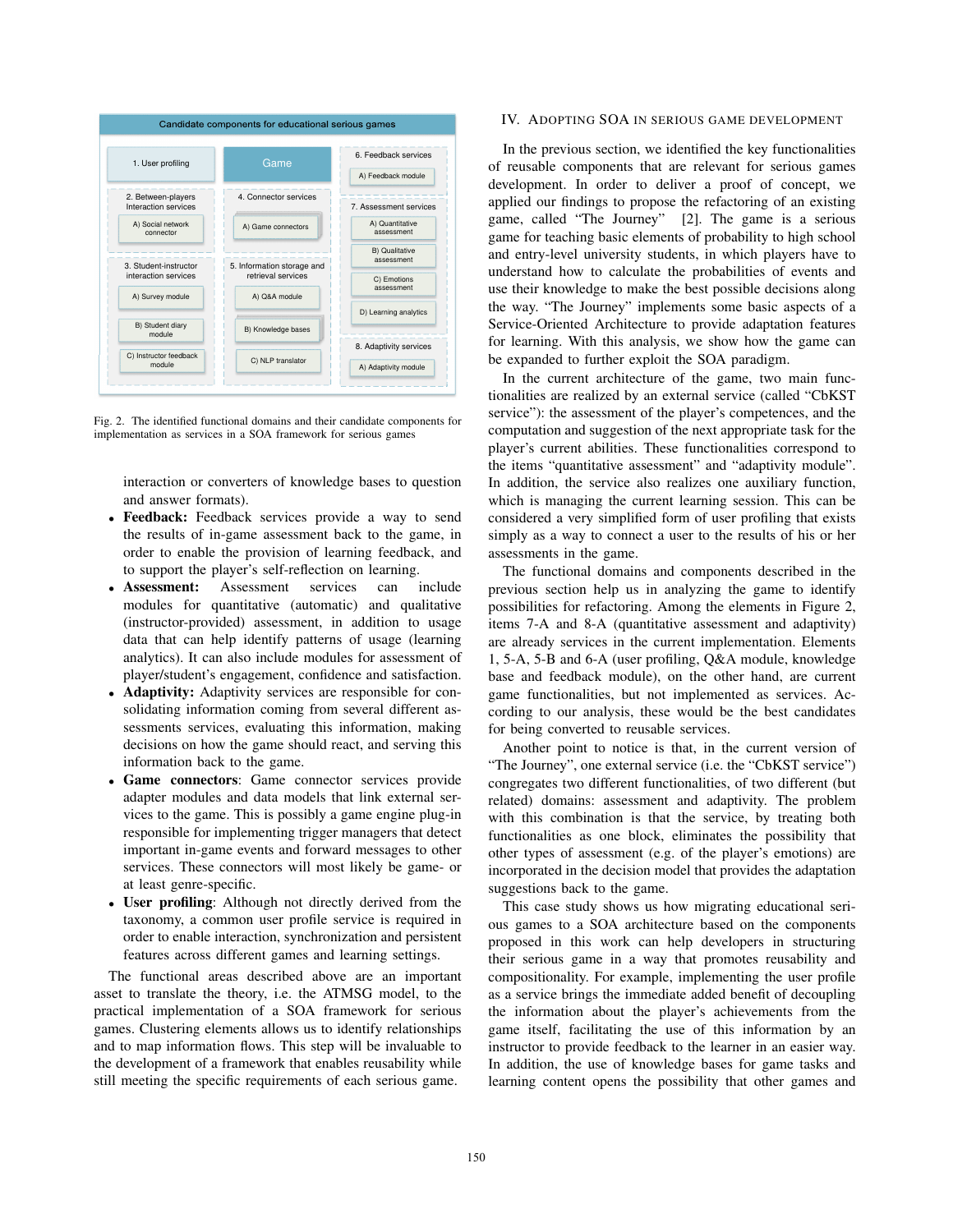Candidate components for educational serious games

| 1. User profiling | Game | 6. Feedback services |
| --- | --- | --- |
| | | A) Feedback module |
| 2. Between-players Interaction services | 4. Connector services | 7. Assessment services |
| A) Social network connector | A) Game connectors | A) Quantitative assessment |
| | | B) Qualitative assessment |
| 3. Student-instructor interaction services | 5. Information storage and retrieval services | C) Emotions assessment |
| A) Survey module | A) Q&A module | D) Learning analytics |
| B) Student diary module | B) Knowledge bases | 8. Adaptivity services |
| C) Instructor feedback module | C) NLP translator | A) Adaptivity module |

Fig. 2. The identified functional domains and their candidate components for implementation as services in a SOA framework for serious games

interaction or converters of knowledge bases to question and answer formats).

- **Feedback:** Feedback services provide a way to send the results of in-game assessment back to the game, in order to enable the provision of learning feedback, and to support the player's self-reflection on learning.
- **Assessment:** Assessment services can include modules for quantitative (automatic) and qualitative (instructor-provided) assessment, in addition to usage data that can help identify patterns of usage (learning analytics). It can also include modules for assessment of player/student's engagement, confidence and satisfaction.
- **Adaptivity:** Adaptivity services are responsible for consolidating information coming from several different assessments services, evaluating this information, making decisions on how the game should react, and serving this information back to the game.
- **Game connectors**: Game connector services provide adapter modules and data models that link external services to the game. This is possibly a game engine plug-in responsible for implementing trigger managers that detect important in-game events and forward messages to other services. These connectors will most likely be game- or at least genre-specific.
- **User profiling**: Although not directly derived from the taxonomy, a common user profile service is required in order to enable interaction, synchronization and persistent features across different games and learning settings.

The functional areas described above are an important asset to translate the theory, i.e. the ATMSG model, to the practical implementation of a SOA framework for serious games. Clustering elements allows us to identify relationships and to map information flows. This step will be invaluable to the development of a framework that enables reusability while still meeting the specific requirements of each serious game.

## IV. Adopting SOA in Serious Game Development

In the previous section, we identified the key functionalities of reusable components that are relevant for serious games development. In order to deliver a proof of concept, we applied our findings to propose the refactoring of an existing game, called "The Journey" [2]. The game is a serious game for teaching basic elements of probability to high school and entry-level university students, in which players have to understand how to calculate the probabilities of events and use their knowledge to make the best possible decisions along the way. "The Journey" implements some basic aspects of a Service-Oriented Architecture to provide adaptation features for learning. With this analysis, we show how the game can be expanded to further exploit the SOA paradigm.

In the current architecture of the game, two main functionalities are realized by an external service (called "CbKST service"): the assessment of the player's competences, and the computation and suggestion of the next appropriate task for the player's current abilities. These functionalities correspond to the items "quantitative assessment" and "adaptivity module". In addition, the service also realizes one auxiliary function, which is managing the current learning session. This can be considered a very simplified form of user profiling that exists simply as a way to connect a user to the results of his or her assessments in the game.

The functional domains and components described in the previous section help us in analyzing the game to identify possibilities for refactoring. Among the elements in Figure 2, items 7-A and 8-A (quantitative assessment and adaptivity) are already services in the current implementation. Elements 1, 5-A, 5-B and 6-A (user profiling, Q&A module, knowledge base and feedback module), on the other hand, are current game functionalities, but not implemented as services. According to our analysis, these would be the best candidates for being converted to reusable services.

Another point to notice is that, in the current version of "The Journey", one external service (i.e. the "CbKST service") congregates two different functionalities, of two different (but related) domains: assessment and adaptivity. The problem with this combination is that the service, by treating both functionalities as one block, eliminates the possibility that other types of assessment (e.g. of the player's emotions) are incorporated in the decision model that provides the adaptation suggestions back to the game.

This case study shows us how migrating educational serious games to a SOA architecture based on the components proposed in this work can help developers in structuring their serious game in a way that promotes reusability and compositionality. For example, implementing the user profile as a service brings the immediate added benefit of decoupling the information about the player's achievements from the game itself, facilitating the use of this information by an instructor to provide feedback to the learner in an easier way. In addition, the use of knowledge bases for game tasks and learning content opens the possibility that other games and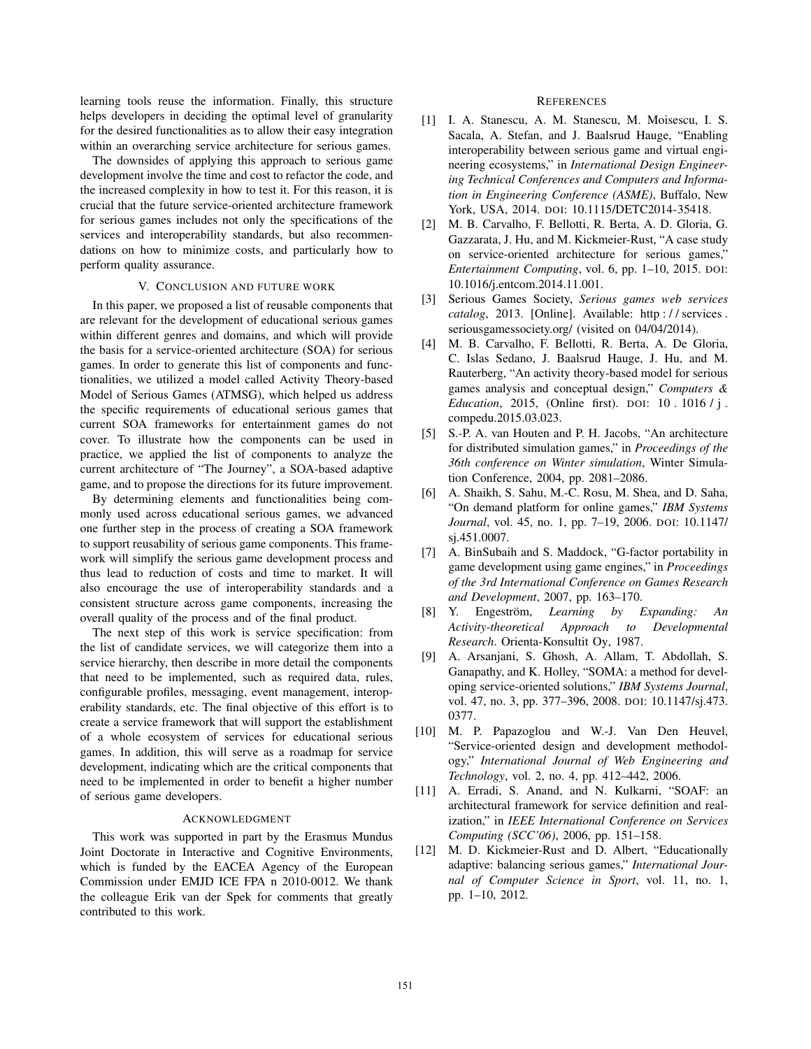learning tools reuse the information. Finally, this structure helps developers in deciding the optimal level of granularity for the desired functionalities as to allow their easy integration within an overarching service architecture for serious games.

The downsides of applying this approach to serious game development involve the time and cost to refactor the code, and the increased complexity in how to test it. For this reason, it is crucial that the future service-oriented architecture framework for serious games includes not only the specifications of the services and interoperability standards, but also recommendations on how to minimize costs, and particularly how to perform quality assurance.

## V. Conclusion and Future Work

In this paper, we proposed a list of reusable components that are relevant for the development of educational serious games within different genres and domains, and which will provide the basis for a service-oriented architecture (SOA) for serious games. In order to generate this list of components and functionalities, we utilized a model called Activity Theory-based Model of Serious Games (ATMSG), which helped us address the specific requirements of educational serious games that current SOA frameworks for entertainment games do not cover. To illustrate how the components can be used in practice, we applied the list of components to analyze the current architecture of "The Journey", a SOA-based adaptive game, and to propose the directions for its future improvement.

By determining elements and functionalities being commonly used across educational serious games, we advanced one further step in the process of creating a SOA framework to support reusability of serious game components. This framework will simplify the serious game development process and thus lead to reduction of costs and time to market. It will also encourage the use of interoperability standards and a consistent structure across game components, increasing the overall quality of the process and of the final product.

The next step of this work is service specification: from the list of candidate services, we will categorize them into a service hierarchy, then describe in more detail the components that need to be implemented, such as required data, rules, configurable profiles, messaging, event management, interoperability standards, etc. The final objective of this effort is to create a service framework that will support the establishment of a whole ecosystem of services for educational serious games. In addition, this will serve as a roadmap for service development, indicating which are the critical components that need to be implemented in order to benefit a higher number of serious game developers.

## Acknowledgment

This work was supported in part by the Erasmus Mundus Joint Doctorate in Interactive and Cognitive Environments, which is funded by the EACEA Agency of the European Commission under EMJD ICE FPA n 2010-0012. We thank the colleague Erik van der Spek for comments that greatly contributed to this work.

## References

[1] I. A. Stanescu, A. M. Stanescu, M. Moisescu, I. S. Sacala, A. Stefan, and J. Baalsrud Hauge, "Enabling interoperability between serious game and virtual engineering ecosystems," in *International Design Engineering Technical Conferences and Computers and Information in Engineering Conference (ASME)*, Buffalo, New York, USA, 2014. DOI: 10.1115/DETC2014-35418.

[2] M. B. Carvalho, F. Bellotti, R. Berta, A. D. Gloria, G. Gazzarata, J. Hu, and M. Kickmeier-Rust, "A case study on service-oriented architecture for serious games," *Entertainment Computing*, vol. 6, pp. 1–10, 2015. DOI: 10.1016/j.entcom.2014.11.001.

[3] Serious Games Society, *Serious games web services catalog*, 2013. [Online]. Available: http://services.seriousgamessociety.org/ (visited on 04/04/2014).

[4] M. B. Carvalho, F. Bellotti, R. Berta, A. De Gloria, C. Islas Sedano, J. Baalsrud Hauge, J. Hu, and M. Rauterberg, "An activity theory-based model for serious games analysis and conceptual design," *Computers & Education*, 2015, (Online first). DOI: 10.1016/j.compedu.2015.03.023.

[5] S.-P. A. van Houten and P. H. Jacobs, "An architecture for distributed simulation games," in *Proceedings of the 36th conference on Winter simulation*, Winter Simulation Conference, 2004, pp. 2081–2086.

[6] A. Shaikh, S. Sahu, M.-C. Rosu, M. Shea, and D. Saha, "On demand platform for online games," *IBM Systems Journal*, vol. 45, no. 1, pp. 7–19, 2006. DOI: 10.1147/sj.451.0007.

[7] A. BinSubaih and S. Maddock, "G-factor portability in game development using game engines," in *Proceedings of the 3rd International Conference on Games Research and Development*, 2007, pp. 163–170.

[8] Y. Engeström, *Learning by Expanding: An Activity-theoretical Approach to Developmental Research*. Orienta-Konsultit Oy, 1987.

[9] A. Arsanjani, S. Ghosh, A. Allam, T. Abdollah, S. Ganapathy, and K. Holley, "SOMA: a method for developing service-oriented solutions," *IBM Systems Journal*, vol. 47, no. 3, pp. 377–396, 2008. DOI: 10.1147/sj.473.0377.

[10] M. P. Papazoglou and W.-J. Van Den Heuvel, "Service-oriented design and development methodology," *International Journal of Web Engineering and Technology*, vol. 2, no. 4, pp. 412–442, 2006.

[11] A. Erradi, S. Anand, and N. Kulkarni, "SOAF: an architectural framework for service definition and realization," in *IEEE International Conference on Services Computing (SCC'06)*, 2006, pp. 151–158.

[12] M. D. Kickmeier-Rust and D. Albert, "Educationally adaptive: balancing serious games," *International Journal of Computer Science in Sport*, vol. 11, no. 1, pp. 1–10, 2012.